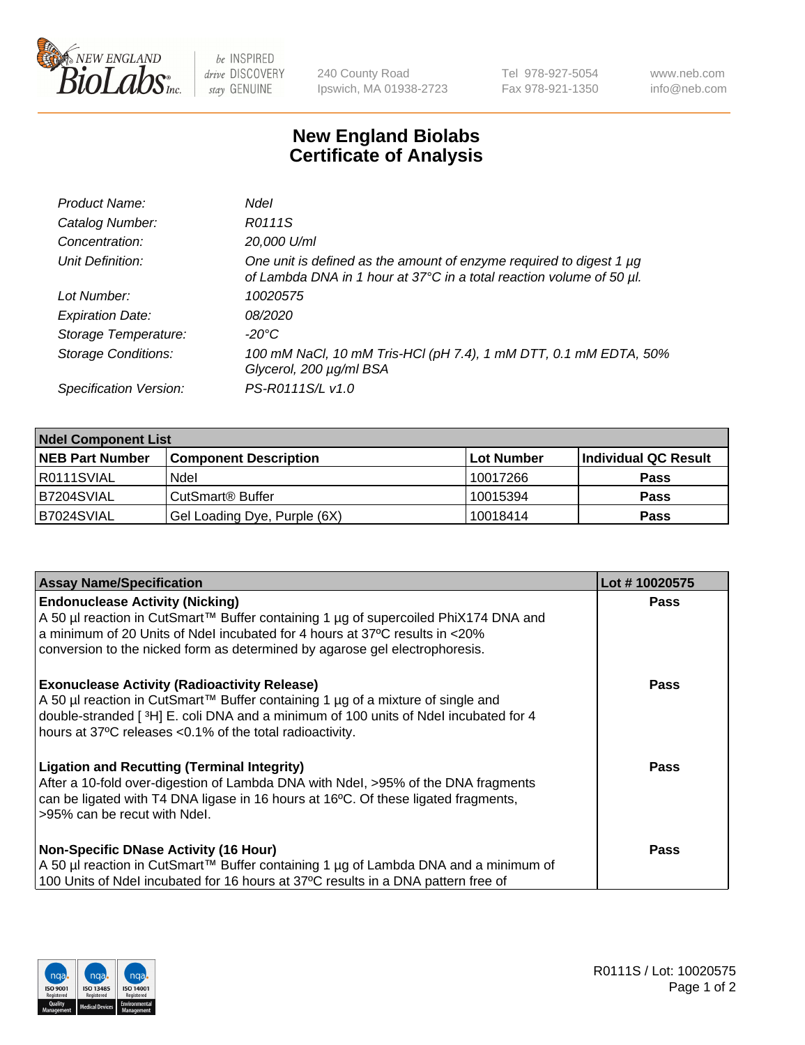New England BioLabs Inc. — be INSPIRED drive DISCOVERY stay GENUINE

240 County Road
Ipswich, MA 01938-2723

Tel 978-927-5054
Fax 978-921-1350

www.neb.com
info@neb.com

# New England Biolabs Certificate of Analysis

| | |
|---|---|
| *Product Name:* | *NdeI* |
| *Catalog Number:* | *R0111S* |
| *Concentration:* | *20,000 U/ml* |
| *Unit Definition:* | *One unit is defined as the amount of enzyme required to digest 1 µg of Lambda DNA in 1 hour at 37°C in a total reaction volume of 50 µl.* |
| *Lot Number:* | *10020575* |
| *Expiration Date:* | *08/2020* |
| *Storage Temperature:* | *-20°C* |
| *Storage Conditions:* | *100 mM NaCl, 10 mM Tris-HCl (pH 7.4), 1 mM DTT, 0.1 mM EDTA, 50% Glycerol, 200 µg/ml BSA* |
| *Specification Version:* | *PS-R0111S/L v1.0* |

| **NdeI Component List** | | | |
|---|---|---|---|
| **NEB Part Number** | **Component Description** | **Lot Number** | **Individual QC Result** |
| R0111SVIAL | NdeI | 10017266 | **Pass** |
| B7204SVIAL | CutSmart® Buffer | 10015394 | **Pass** |
| B7024SVIAL | Gel Loading Dye, Purple (6X) | 10018414 | **Pass** |

| **Assay Name/Specification** | **Lot # 10020575** |
|---|---|
| **Endonuclease Activity (Nicking)** A 50 µl reaction in CutSmart™ Buffer containing 1 µg of supercoiled PhiX174 DNA and a minimum of 20 Units of NdeI incubated for 4 hours at 37ºC results in <20% conversion to the nicked form as determined by agarose gel electrophoresis. | **Pass** |
| **Exonuclease Activity (Radioactivity Release)** A 50 µl reaction in CutSmart™ Buffer containing 1 µg of a mixture of single and double-stranded [ $^3$H] E. coli DNA and a minimum of 100 units of NdeI incubated for 4 hours at 37ºC releases <0.1% of the total radioactivity. | **Pass** |
| **Ligation and Recutting (Terminal Integrity)** After a 10-fold over-digestion of Lambda DNA with NdeI, >95% of the DNA fragments can be ligated with T4 DNA ligase in 16 hours at 16ºC. Of these ligated fragments, >95% can be recut with NdeI. | **Pass** |
| **Non-Specific DNase Activity (16 Hour)** A 50 µl reaction in CutSmart™ Buffer containing 1 µg of Lambda DNA and a minimum of 100 Units of NdeI incubated for 16 hours at 37ºC results in a DNA pattern free of | **Pass** |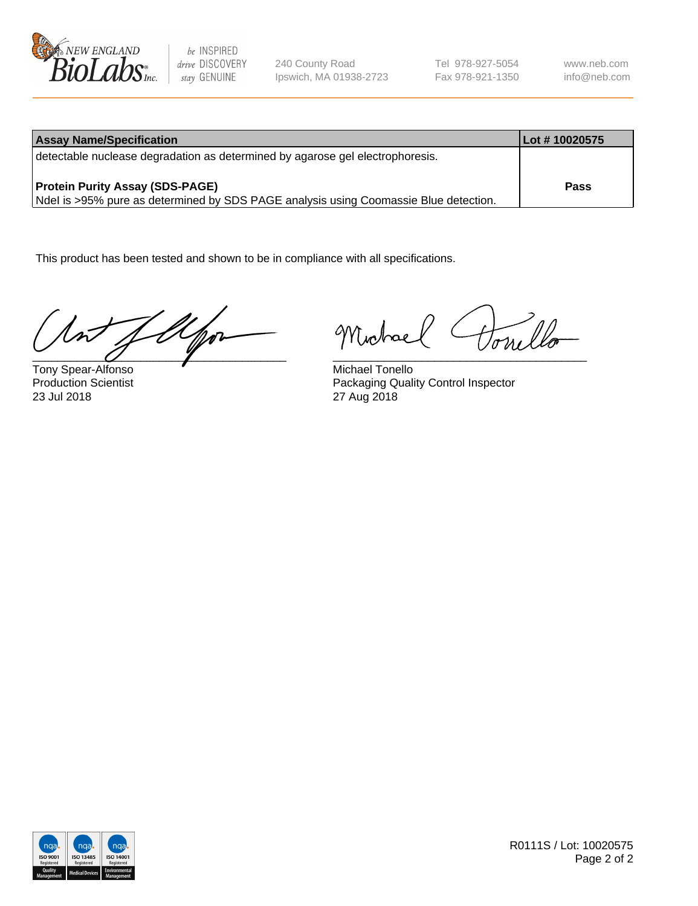| Assay Name/Specification | Lot # 10020575 |
|---|---|
| detectable nuclease degradation as determined by agarose gel electrophoresis. | |
| **Protein Purity Assay (SDS-PAGE)**<br>NdeI is >95% pure as determined by SDS PAGE analysis using Coomassie Blue detection. | **Pass** |

This product has been tested and shown to be in compliance with all specifications.

Tony Spear-Alfonso
Production Scientist
23 Jul 2018

Michael Tonello
Packaging Quality Control Inspector
27 Aug 2018

R0111S / Lot: 10020575